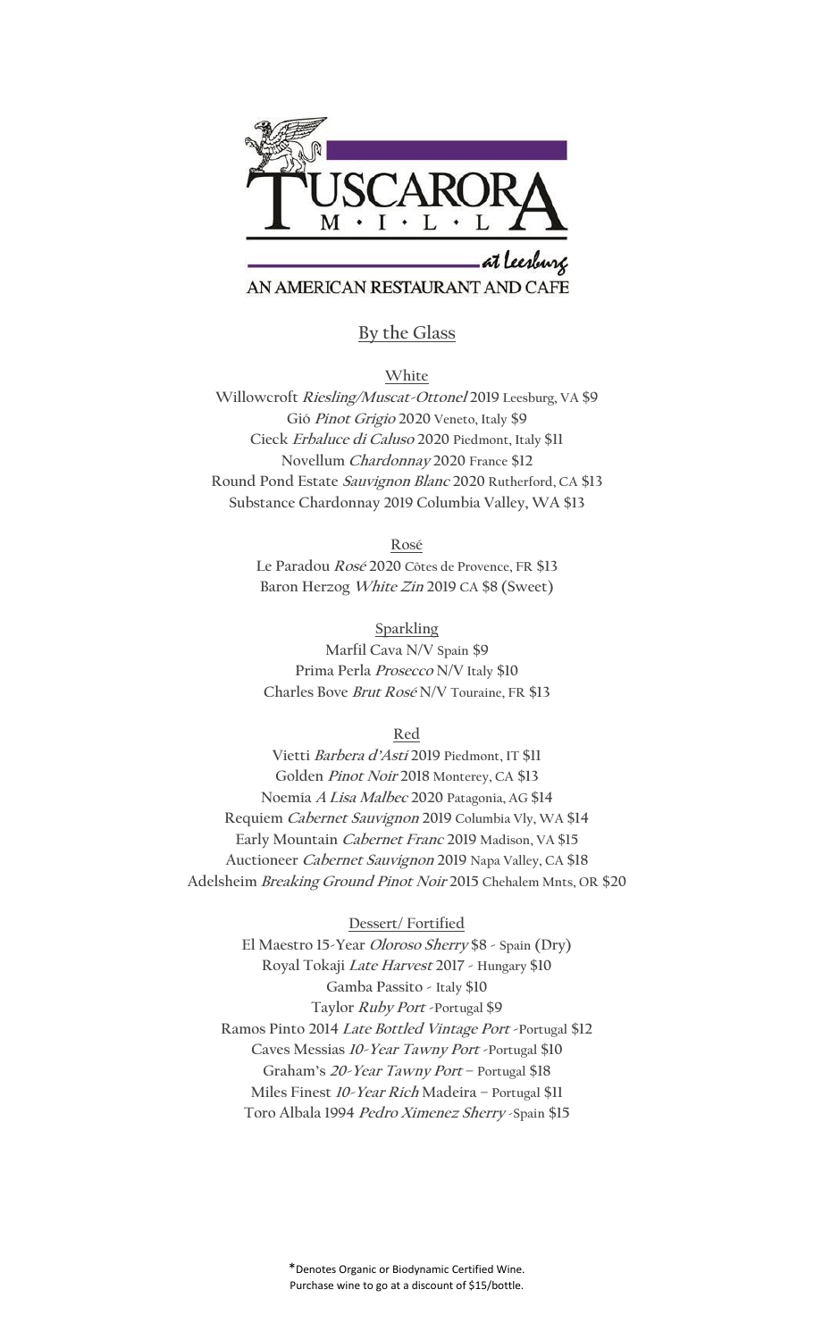# TUSCARORA MILL

at Leesburg

AN AMERICAN RESTAURANT AND CAFE

## By the Glass

### White

Willowcroft *Riesling/Muscat-Ottonel* 2019 Leesburg, VA $9
Giò *Pinot Grigio* 2020 Veneto, Italy $9
Cieck *Erbaluce di Caluso* 2020 Piedmont, Italy $11
Novellum *Chardonnay* 2020 France $12
Round Pond Estate *Sauvignon Blanc* 2020 Rutherford, CA $13
Substance Chardonnay 2019 Columbia Valley, WA $13

### Rosé

Le Paradou *Rosé* 2020 Côtes de Provence, FR $13
Baron Herzog *White Zin* 2019 CA $8 (Sweet)

### Sparkling

Marfil Cava N/V Spain $9
Prima Perla *Prosecco* N/V Italy $10
Charles Bove *Brut Rosé* N/V Touraine, FR $13

### Red

Vietti *Barbera d'Asti* 2019 Piedmont, IT $11
Golden *Pinot Noir* 2018 Monterey, CA $13
Noemía *A Lisa Malbec* 2020 Patagonia, AG $14
Requiem *Cabernet Sauvignon* 2019 Columbia Vly, WA $14
Early Mountain *Cabernet Franc* 2019 Madison, VA $15
Auctioneer *Cabernet Sauvignon* 2019 Napa Valley, CA $18
Adelsheim *Breaking Ground Pinot Noir* 2015 Chehalem Mnts, OR $20

### Dessert/ Fortified

El Maestro 15-Year *Oloroso Sherry* $8 - Spain (Dry)
Royal Tokaji *Late Harvest* 2017 - Hungary $10
Gamba Passito - Italy $10
Taylor *Ruby Port* -Portugal $9
Ramos Pinto 2014 *Late Bottled Vintage Port* -Portugal $12
Caves Messias *10-Year Tawny Port* -Portugal $10
Graham's *20-Year Tawny Port* – Portugal $18
Miles Finest *10-Year Rich* Madeira – Portugal $11
Toro Albala 1994 *Pedro Ximenez Sherry* -Spain $15

*Denotes Organic or Biodynamic Certified Wine.
Purchase wine to go at a discount of $15/bottle.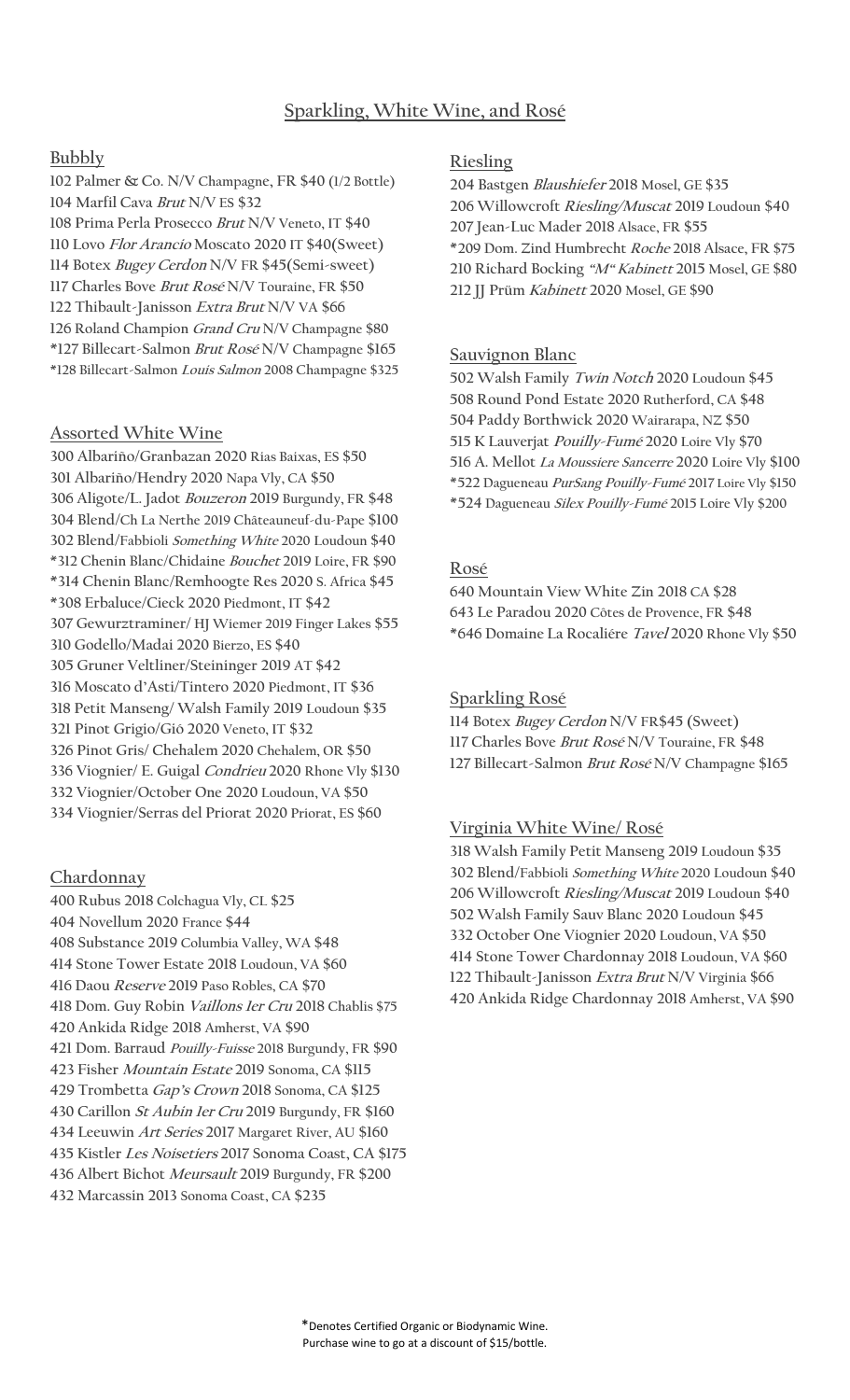## Sparkling, White Wine, and Rosé

### Bubbly

102 Palmer & Co. N/V Champagne, FR $40 (1/2 Bottle)
104 Marfil Cava *Brut* N/V ES $32
108 Prima Perla Prosecco *Brut* N/V Veneto, IT $40
110 Lovo *Flor Arancio* Moscato 2020 IT $40(Sweet)
114 Botex *Bugey Cerdon* N/V FR $45(Semi-sweet)
117 Charles Bove *Brut Rosé* N/V Touraine, FR $50
122 Thibault-Janisson *Extra Brut* N/V VA $66
126 Roland Champion *Grand Cru* N/V Champagne $80
*127 Billecart-Salmon *Brut Rosé* N/V Champagne $165
*128 Billecart-Salmon *Louis Salmon* 2008 Champagne $325

### Assorted White Wine

300 Albariño/Granbazan 2020 Rias Baixas, ES $50
301 Albariño/Hendry 2020 Napa Vly, CA $50
306 Aligote/L. Jadot *Bouzeron* 2019 Burgundy, FR $48
304 Blend/Ch La Nerthe 2019 Châteauneuf-du-Pape $100
302 Blend/Fabbioli *Something White* 2020 Loudoun $40
*312 Chenin Blanc/Chidaine *Bouchet* 2019 Loire, FR $90
*314 Chenin Blanc/Remhoogte Res 2020 S. Africa $45
*308 Erbaluce/Cieck 2020 Piedmont, IT $42
307 Gewurztraminer/ HJ Wiemer 2019 Finger Lakes $55
310 Godello/Madai 2020 Bierzo, ES $40
305 Gruner Veltliner/Steininger 2019 AT $42
316 Moscato d'Asti/Tintero 2020 Piedmont, IT $36
318 Petit Manseng/ Walsh Family 2019 Loudoun $35
321 Pinot Grigio/Giô 2020 Veneto, IT $32
326 Pinot Gris/ Chehalem 2020 Chehalem, OR $50
336 Viognier/ E. Guigal *Condrieu* 2020 Rhone Vly $130
332 Viognier/October One 2020 Loudoun, VA $50
334 Viognier/Serras del Priorat 2020 Priorat, ES $60

### Chardonnay

400 Rubus 2018 Colchagua Vly, CL $25
404 Novellum 2020 France $44
408 Substance 2019 Columbia Valley, WA $48
414 Stone Tower Estate 2018 Loudoun, VA $60
416 Daou *Reserve* 2019 Paso Robles, CA $70
418 Dom. Guy Robin *Vaillons 1er Cru* 2018 Chablis $75
420 Ankida Ridge 2018 Amherst, VA $90
421 Dom. Barraud *Pouilly-Fuisse* 2018 Burgundy, FR $90
423 Fisher *Mountain Estate* 2019 Sonoma, CA $115
429 Trombetta *Gap's Crown* 2018 Sonoma, CA $125
430 Carillon *St Aubin 1er Cru* 2019 Burgundy, FR $160
434 Leeuwin *Art Series* 2017 Margaret River, AU $160
435 Kistler *Les Noisetiers* 2017 Sonoma Coast, CA $175
436 Albert Bichot *Meursault* 2019 Burgundy, FR $200
432 Marcassin 2013 Sonoma Coast, CA $235

### Riesling

204 Bastgen *Blaushiefer* 2018 Mosel, GE $35
206 Willowcroft *Riesling/Muscat* 2019 Loudoun $40
207 Jean-Luc Mader 2018 Alsace, FR $55
*209 Dom. Zind Humbrecht *Roche* 2018 Alsace, FR $75
210 Richard Bocking *"M" Kabinett* 2015 Mosel, GE $80
212 JJ Prüm *Kabinett* 2020 Mosel, GE $90

### Sauvignon Blanc

502 Walsh Family *Twin Notch* 2020 Loudoun $45
508 Round Pond Estate 2020 Rutherford, CA $48
504 Paddy Borthwick 2020 Wairarapa, NZ $50
515 K Lauverjat *Pouilly-Fumé* 2020 Loire Vly $70
516 A. Mellot *La Moussiere Sancerre* 2020 Loire Vly $100
*522 Dagueneau *PurSang Pouilly-Fumé* 2017 Loire Vly $150
*524 Dagueneau *Silex Pouilly-Fumé* 2015 Loire Vly $200

### Rosé

640 Mountain View White Zin 2018 CA $28
643 Le Paradou 2020 Côtes de Provence, FR $48
*646 Domaine La Rocaliére *Tavel* 2020 Rhone Vly $50

### Sparkling Rosé

114 Botex *Bugey Cerdon* N/V FR$45 (Sweet)
117 Charles Bove *Brut Rosé* N/V Touraine, FR $48
127 Billecart-Salmon *Brut Rosé* N/V Champagne $165

### Virginia White Wine/ Rosé

318 Walsh Family Petit Manseng 2019 Loudoun $35
302 Blend/Fabbioli *Something White* 2020 Loudoun $40
206 Willowcroft *Riesling/Muscat* 2019 Loudoun $40
502 Walsh Family Sauv Blanc 2020 Loudoun $45
332 October One Viognier 2020 Loudoun, VA $50
414 Stone Tower Chardonnay 2018 Loudoun, VA $60
122 Thibault-Janisson *Extra Brut* N/V Virginia $66
420 Ankida Ridge Chardonnay 2018 Amherst, VA $90

*Denotes Certified Organic or Biodynamic Wine.
Purchase wine to go at a discount of $15/bottle.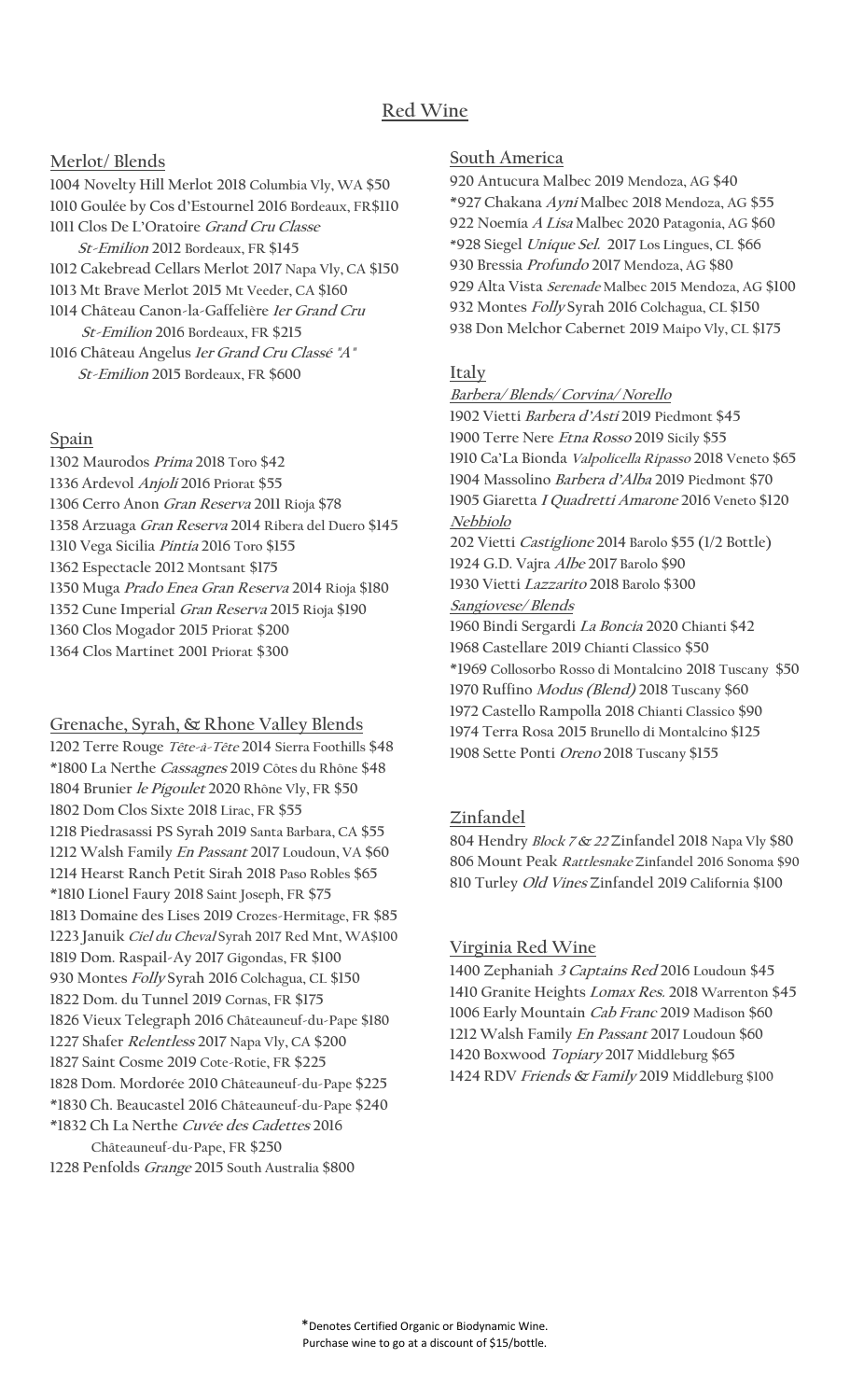# Red Wine

## Merlot/ Blends

1004 Novelty Hill Merlot 2018 Columbia Vly, WA $50
1010 Goulée by Cos d'Estournel 2016 Bordeaux, FR$110
1011 Clos De L'Oratoire *Grand Cru Classe St-Emilion* 2012 Bordeaux, FR $145
1012 Cakebread Cellars Merlot 2017 Napa Vly, CA $150
1013 Mt Brave Merlot 2015 Mt Veeder, CA $160
1014 Château Canon-la-Gaffelière *1er Grand Cru St-Emilion* 2016 Bordeaux, FR $215
1016 Château Angelus *1er Grand Cru Classé "A" St-Emilion* 2015 Bordeaux, FR $600

## Spain

1302 Maurodos *Prima* 2018 Toro $42
1336 Ardevol *Anjoli* 2016 Priorat $55
1306 Cerro Anon *Gran Reserva* 2011 Rioja $78
1358 Arzuaga *Gran Reserva* 2014 Ribera del Duero $145
1310 Vega Sicilia *Pintia* 2016 Toro $155
1362 Espectacle 2012 Montsant $175
1350 Muga *Prado Enea Gran Reserva* 2014 Rioja $180
1352 Cune Imperial *Gran Reserva* 2015 Rioja $190
1360 Clos Mogador 2015 Priorat $200
1364 Clos Martinet 2001 Priorat $300

## Grenache, Syrah, & Rhone Valley Blends

1202 Terre Rouge *Tête-à-Tête* 2014 Sierra Foothills $48
*1800 La Nerthe *Cassagnes* 2019 Côtes du Rhône $48
1804 Brunier *le Pigoulet* 2020 Rhône Vly, FR $50
1802 Dom Clos Sixte 2018 Lirac, FR $55
1218 Piedrasassi PS Syrah 2019 Santa Barbara, CA $55
1212 Walsh Family *En Passant* 2017 Loudoun, VA $60
1214 Hearst Ranch Petit Sirah 2018 Paso Robles $65
*1810 Lionel Faury 2018 Saint Joseph, FR $75
1813 Domaine des Lises 2019 Crozes-Hermitage, FR $85
1223 Januik *Ciel du Cheval* Syrah 2017 Red Mnt, WA$100
1819 Dom. Raspail-Ay 2017 Gigondas, FR $100
930 Montes *Folly* Syrah 2016 Colchagua, CL $150
1822 Dom. du Tunnel 2019 Cornas, FR $175
1826 Vieux Telegraph 2016 Châteauneuf-du-Pape $180
1227 Shafer *Relentless* 2017 Napa Vly, CA $200
1827 Saint Cosme 2019 Cote-Rotie, FR $225
1828 Dom. Mordorée 2010 Châteauneuf-du-Pape $225
*1830 Ch. Beaucastel 2016 Châteauneuf-du-Pape $240
*1832 Ch La Nerthe *Cuvée des Cadettes* 2016 Châteauneuf-du-Pape, FR $250
1228 Penfolds *Grange* 2015 South Australia $800

## South America

920 Antucura Malbec 2019 Mendoza, AG $40
*927 Chakana *Ayni* Malbec 2018 Mendoza, AG $55
922 Noemía *A Lisa* Malbec 2020 Patagonia, AG $60
*928 Siegel *Unique Sel.* 2017 Los Lingues, CL $66
930 Bressia *Profundo* 2017 Mendoza, AG $80
929 Alta Vista *Serenade* Malbec 2015 Mendoza, AG $100
932 Montes *Folly* Syrah 2016 Colchagua, CL $150
938 Don Melchor Cabernet 2019 Maipo Vly, CL $175

## Italy

### *Barbera/ Blends/ Corvina/ Norello*

1902 Vietti *Barbera d'Asti* 2019 Piedmont $45
1900 Terre Nere *Etna Rosso* 2019 Sicily $55
1910 Ca'La Bionda *Valpolicella Ripasso* 2018 Veneto $65
1904 Massolino *Barbera d'Alba* 2019 Piedmont $70
1905 Giaretta *I Quadretti Amarone* 2016 Veneto $120

### *Nebbiolo*

202 Vietti *Castiglione* 2014 Barolo $55 (1/2 Bottle)
1924 G.D. Vajra *Albe* 2017 Barolo $90
1930 Vietti *Lazzarito* 2018 Barolo $300

### *Sangiovese/ Blends*

1960 Bindi Sergardi *La Boncia* 2020 Chianti $42
1968 Castellare 2019 Chianti Classico $50
*1969 Collosorbo Rosso di Montalcino 2018 Tuscany $50
1970 Ruffino *Modus (Blend)* 2018 Tuscany $60
1972 Castello Rampolla 2018 Chianti Classico $90
1974 Terra Rosa 2015 Brunello di Montalcino $125
1908 Sette Ponti *Oreno* 2018 Tuscany $155

## Zinfandel

804 Hendry *Block 7 & 22* Zinfandel 2018 Napa Vly $80
806 Mount Peak *Rattlesnake* Zinfandel 2016 Sonoma $90
810 Turley *Old Vines* Zinfandel 2019 California $100

## Virginia Red Wine

1400 Zephaniah *3 Captains Red* 2016 Loudoun $45
1410 Granite Heights *Lomax Res.* 2018 Warrenton $45
1006 Early Mountain *Cab Franc* 2019 Madison $60
1212 Walsh Family *En Passant* 2017 Loudoun $60
1420 Boxwood *Topiary* 2017 Middleburg $65
1424 RDV *Friends & Family* 2019 Middleburg $100

*Denotes Certified Organic or Biodynamic Wine.
Purchase wine to go at a discount of $15/bottle.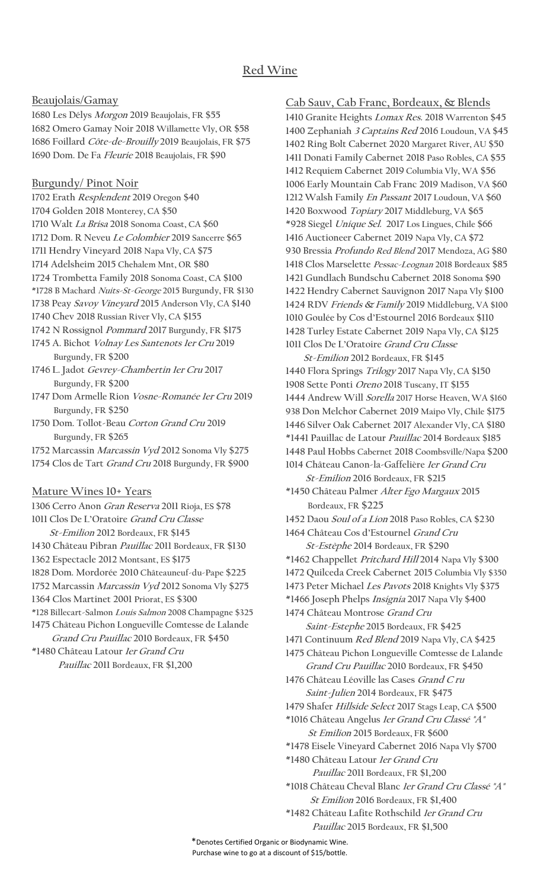## Red Wine

### Beaujolais/Gamay

1680 Les Délys *Morgon* 2019 Beaujolais, FR $55
1682 Omero Gamay Noir 2018 Willamette Vly, OR $58
1686 Foillard *Côte-de-Brouilly* 2019 Beaujolais, FR $75
1690 Dom. De Fa *Fleurie* 2018 Beaujolais, FR $90

### Burgundy/ Pinot Noir

1702 Erath *Resplendent* 2019 Oregon $40
1704 Golden 2018 Monterey, CA $50
1710 Walt *La Brisa* 2018 Sonoma Coast, CA $60
1712 Dom. R Neveu *Le Colombier* 2019 Sancerre $65
1711 Hendry Vineyard 2018 Napa Vly, CA $75
1714 Adelsheim 2015 Chehalem Mnt, OR $80
1724 Trombetta Family 2018 Sonoma Coast, CA $100
*1728 B Machard *Nuits-St-George* 2015 Burgundy, FR $130
1738 Peay *Savoy Vineyard* 2015 Anderson Vly, CA $140
1740 Chev 2018 Russian River Vly, CA $155
1742 N Rossignol *Pommard* 2017 Burgundy, FR $175
1745 A. Bichot *Volnay Les Santenots 1er Cru* 2019 Burgundy, FR $200
1746 L. Jadot *Gevrey-Chambertin 1er Cru* 2017 Burgundy, FR $200
1747 Dom Armelle Rion *Vosne-Romanée 1er Cru* 2019 Burgundy, FR $250
1750 Dom. Tollot-Beau *Corton Grand Cru* 2019 Burgundy, FR $265
1752 Marcassin *Marcassin Vyd* 2012 Sonoma Vly $275
1754 Clos de Tart *Grand Cru* 2018 Burgundy, FR $900

### Mature Wines 10+ Years

1306 Cerro Anon *Gran Reserva* 2011 Rioja, ES $78
1011 Clos De L'Oratoire *Grand Cru Classe St-Emilion* 2012 Bordeaux, FR $145
1430 Château Pibran *Pauillac* 2011 Bordeaux, FR $130
1362 Espectacle 2012 Montsant, ES $175
1828 Dom. Mordorée 2010 Châteauneuf-du-Pape $225
1752 Marcassin *Marcassin Vyd* 2012 Sonoma Vly $275
1364 Clos Martinet 2001 Priorat, ES $300
*128 Billecart-Salmon *Louis Salmon* 2008 Champagne $325
1475 Château Pichon Longueville Comtesse de Lalande *Grand Cru Pauillac* 2010 Bordeaux, FR $450
*1480 Château Latour *1er Grand Cru Pauillac* 2011 Bordeaux, FR $1,200

### Cab Sauv, Cab Franc, Bordeaux, & Blends

1410 Granite Heights *Lomax Res.* 2018 Warrenton $45
1400 Zephaniah *3 Captains Red* 2016 Loudoun, VA $45
1402 Ring Bolt Cabernet 2020 Margaret River, AU $50
1411 Donati Family Cabernet 2018 Paso Robles, CA $55
1412 Requiem Cabernet 2019 Columbia Vly, WA $56
1006 Early Mountain Cab Franc 2019 Madison, VA $60
1212 Walsh Family *En Passant* 2017 Loudoun, VA $60
1420 Boxwood *Topiary* 2017 Middleburg, VA $65
*928 Siegel *Unique Sel.* 2017 Los Lingues, Chile $66
1416 Auctioneer Cabernet 2019 Napa Vly, CA $72
930 Bressia *Profundo Red Blend* 2017 Mendoza, AG $80
1418 Clos Marselette *Pessac-Leognan* 2018 Bordeaux $85
1421 Gundlach Bundschu Cabernet 2018 Sonoma $90
1422 Hendry Cabernet Sauvignon 2017 Napa Vly $100
1424 RDV *Friends & Family* 2019 Middleburg, VA $100
1010 Goulée by Cos d'Estournel 2016 Bordeaux $110
1428 Turley Estate Cabernet 2019 Napa Vly, CA $125
1011 Clos De L'Oratoire *Grand Cru Classe St-Emilion* 2012 Bordeaux, FR $145
1440 Flora Springs *Trilogy* 2017 Napa Vly, CA $150
1908 Sette Ponti *Oreno* 2018 Tuscany, IT $155
1444 Andrew Will *Sorella* 2017 Horse Heaven, WA $160
938 Don Melchor Cabernet 2019 Maipo Vly, Chile $175
1446 Silver Oak Cabernet 2017 Alexander Vly, CA $180
*1441 Pauillac de Latour *Pauillac* 2014 Bordeaux $185
1448 Paul Hobbs Cabernet 2018 Coombsville/Napa $200
1014 Château Canon-la-Gaffelière *1er Grand Cru St-Emilion* 2016 Bordeaux, FR $215
*1450 Château Palmer *Alter Ego Margaux* 2015 Bordeaux, FR $225
1452 Daou *Soul of a Lion* 2018 Paso Robles, CA $230
1464 Château Cos d'Estournel *Grand Cru St-Estèphe* 2014 Bordeaux, FR $290
*1462 Chappellet *Pritchard Hill* 2014 Napa Vly $300
1472 Quilceda Creek Cabernet 2015 Columbia Vly $350
1473 Peter Michael *Les Pavots* 2018 Knights Vly $375
*1466 Joseph Phelps *Insignia* 2017 Napa Vly $400
1474 Château Montrose *Grand Cru Saint-Estephe* 2015 Bordeaux, FR $425
1471 Continuum *Red Blend* 2019 Napa Vly, CA $425
1475 Château Pichon Longueville Comtesse de Lalande *Grand Cru Pauillac* 2010 Bordeaux, FR $450
1476 Château Léoville las Cases *Grand C ru Saint-Julien* 2014 Bordeaux, FR $475
1479 Shafer *Hillside Select* 2017 Stags Leap, CA $500
*1016 Château Angelus *1er Grand Cru Classé "A" St Emilion* 2015 Bordeaux, FR $600
*1478 Eisele Vineyard Cabernet 2016 Napa Vly $700
*1480 Château Latour *1er Grand Cru Pauillac* 2011 Bordeaux, FR $1,200
*1018 Château Cheval Blanc *1er Grand Cru Classé "A" St Emilion* 2016 Bordeaux, FR $1,400
*1482 Château Lafite Rothschild *1er Grand Cru Pauillac* 2015 Bordeaux, FR $1,500

*Denotes Certified Organic or Biodynamic Wine.
Purchase wine to go at a discount of $15/bottle.